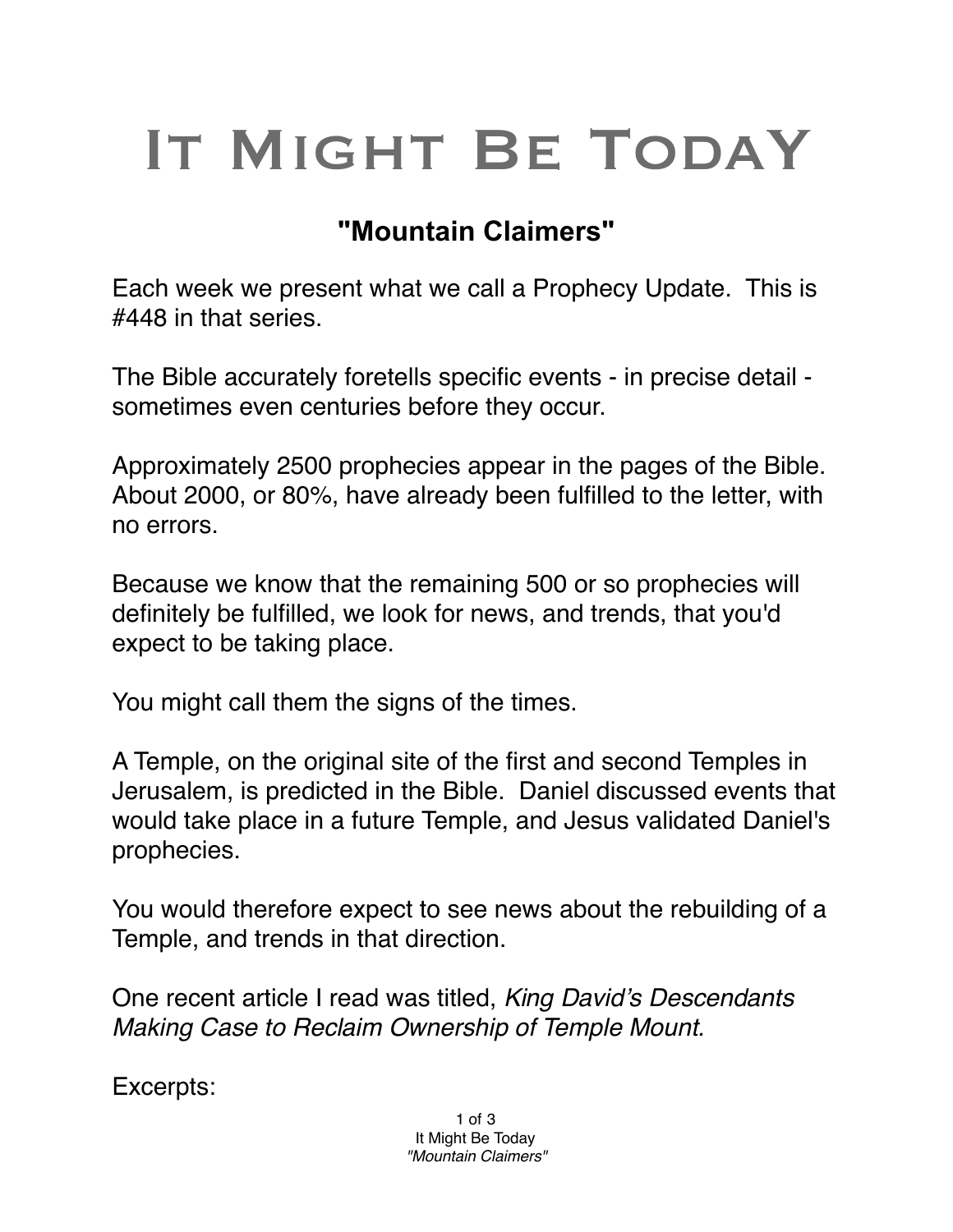# It Might Be Today

## "Mountain Claimers"

Each week we present what we call a Prophecy Update. This is #448 in that series.

The Bible accurately foretells specific events - in precise detail - sometimes even centuries before they occur.

Approximately 2500 prophecies appear in the pages of the Bible. About 2000, or 80%, have already been fulfilled to the letter, with no errors.

Because we know that the remaining 500 or so prophecies will definitely be fulfilled, we look for news, and trends, that you'd expect to be taking place.

You might call them the signs of the times.

A Temple, on the original site of the first and second Temples in Jerusalem, is predicted in the Bible. Daniel discussed events that would take place in a future Temple, and Jesus validated Daniel's prophecies.

You would therefore expect to see news about the rebuilding of a Temple, and trends in that direction.

One recent article I read was titled, *King David's Descendants Making Case to Reclaim Ownership of Temple Mount.*

Excerpts: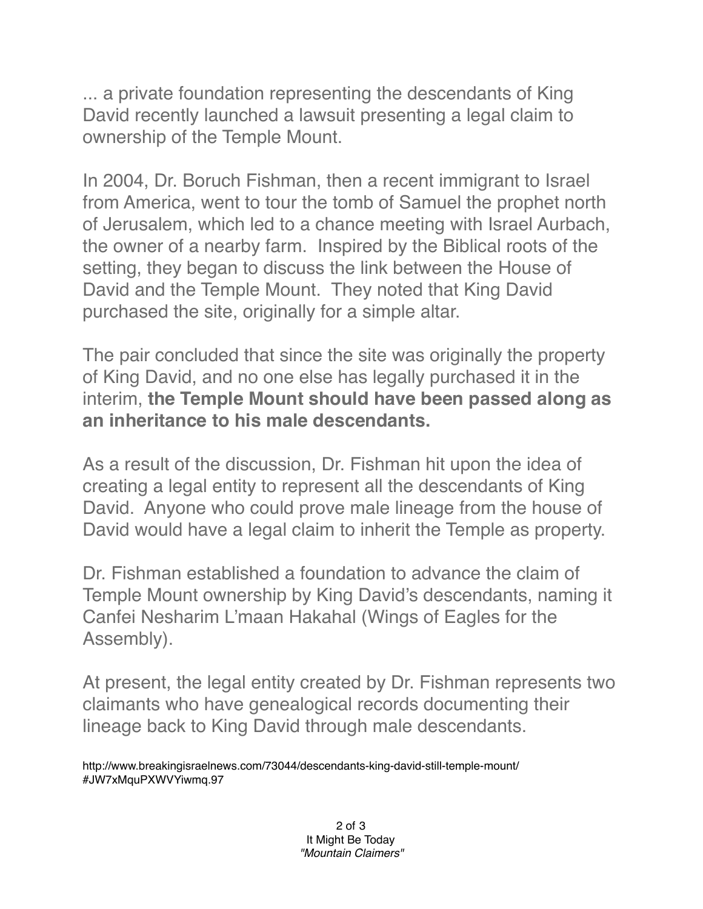... a private foundation representing the descendants of King David recently launched a lawsuit presenting a legal claim to ownership of the Temple Mount.

In 2004, Dr. Boruch Fishman, then a recent immigrant to Israel from America, went to tour the tomb of Samuel the prophet north of Jerusalem, which led to a chance meeting with Israel Aurbach, the owner of a nearby farm. Inspired by the Biblical roots of the setting, they began to discuss the link between the House of David and the Temple Mount. They noted that King David purchased the site, originally for a simple altar.

The pair concluded that since the site was originally the property of King David, and no one else has legally purchased it in the interim, **the Temple Mount should have been passed along as an inheritance to his male descendants.**

As a result of the discussion, Dr. Fishman hit upon the idea of creating a legal entity to represent all the descendants of King David. Anyone who could prove male lineage from the house of David would have a legal claim to inherit the Temple as property.

Dr. Fishman established a foundation to advance the claim of Temple Mount ownership by King David's descendants, naming it Canfei Nesharim L'maan Hakahal (Wings of Eagles for the Assembly).

At present, the legal entity created by Dr. Fishman represents two claimants who have genealogical records documenting their lineage back to King David through male descendants.

http://www.breakingisraelnews.com/73044/descendants-king-david-still-temple-mount/#JW7xMquPXWVYiwmq.97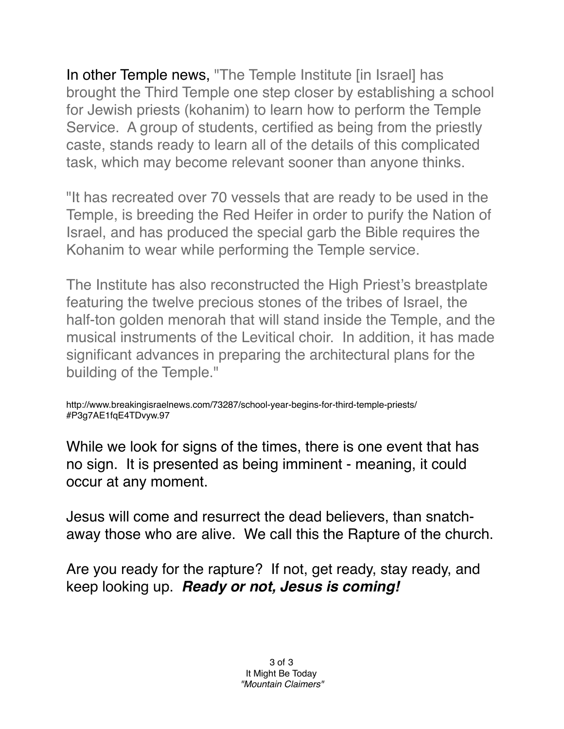In other Temple news, "The Temple Institute [in Israel] has brought the Third Temple one step closer by establishing a school for Jewish priests (kohanim) to learn how to perform the Temple Service. A group of students, certified as being from the priestly caste, stands ready to learn all of the details of this complicated task, which may become relevant sooner than anyone thinks.

"It has recreated over 70 vessels that are ready to be used in the Temple, is breeding the Red Heifer in order to purify the Nation of Israel, and has produced the special garb the Bible requires the Kohanim to wear while performing the Temple service.

The Institute has also reconstructed the High Priest's breastplate featuring the twelve precious stones of the tribes of Israel, the half-ton golden menorah that will stand inside the Temple, and the musical instruments of the Levitical choir. In addition, it has made significant advances in preparing the architectural plans for the building of the Temple."

http://www.breakingisraelnews.com/73287/school-year-begins-for-third-temple-priests/#P3g7AE1fqE4TDvyw.97

While we look for signs of the times, there is one event that has no sign. It is presented as being imminent - meaning, it could occur at any moment.

Jesus will come and resurrect the dead believers, than snatch-away those who are alive. We call this the Rapture of the church.

Are you ready for the rapture? If not, get ready, stay ready, and keep looking up. ***Ready or not, Jesus is coming!***